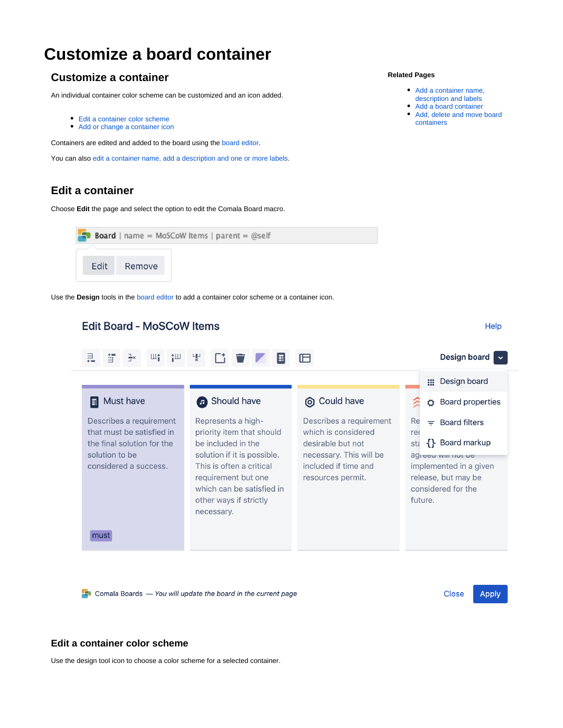# Customize a board container

## Customize a container

An individual container color scheme can be customized and an icon added.

- Edit a container color scheme
- Add or change a container icon

Containers are edited and added to the board using the board editor.

You can also edit a container name, add a description and one or more labels.

**Related Pages**

- Add a container name, description and labels
- Add a board container
- Add, delete and move board containers

## Edit a container

Choose **Edit** the page and select the option to edit the Comala Board macro.

Use the **Design** tools in the board editor to add a container color scheme or a container icon.

## Edit a container color scheme

Use the design tool icon to choose a color scheme for a selected container.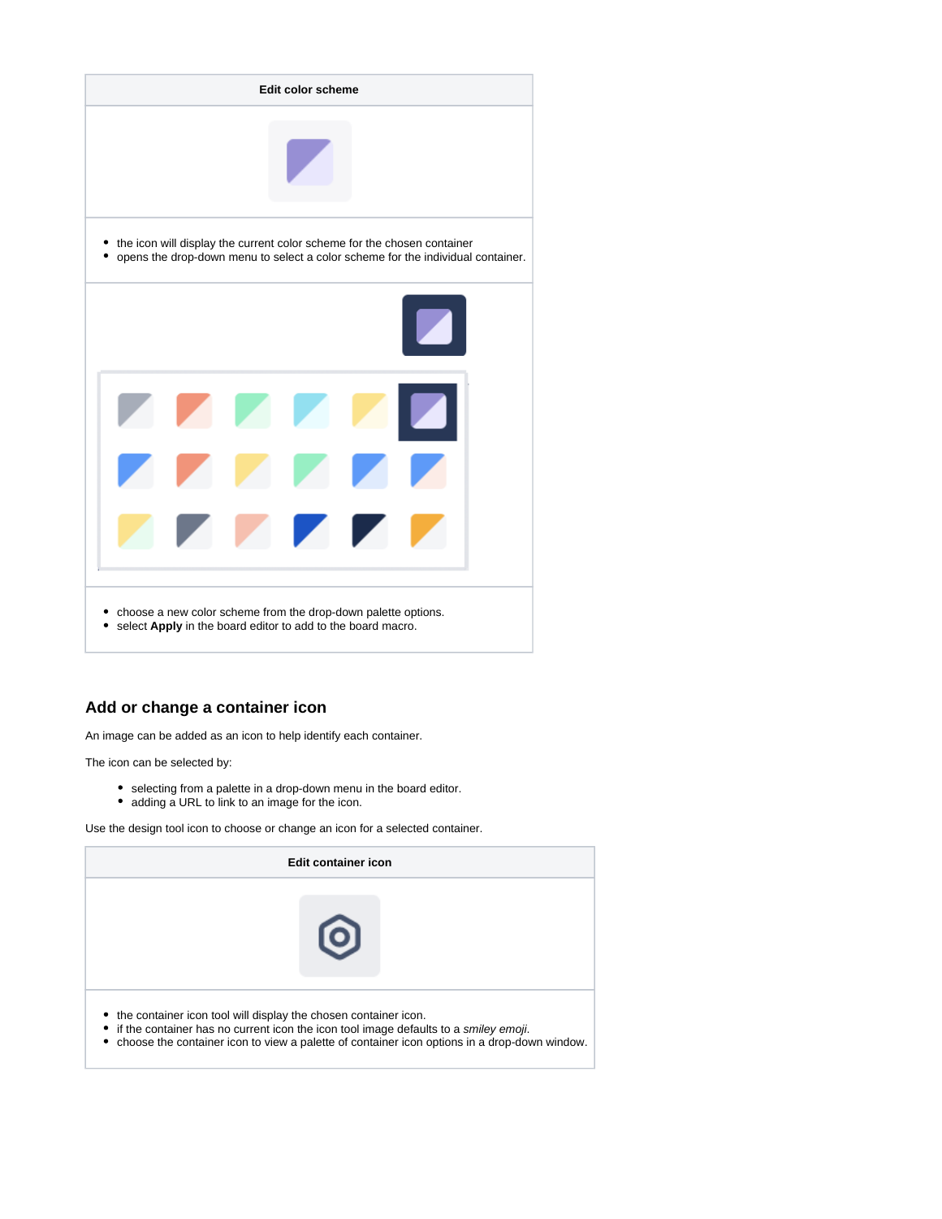| Edit color scheme |
| --- |
| |
| - the icon will display the current color scheme for the chosen container<br>- opens the drop-down menu to select a color scheme for the individual container. |
| |
| - choose a new color scheme from the drop-down palette options.<br>- select **Apply** in the board editor to add to the board macro. |

## Add or change a container icon

An image can be added as an icon to help identify each container.

The icon can be selected by:

- selecting from a palette in a drop-down menu in the board editor.
- adding a URL to link to an image for the icon.

Use the design tool icon to choose or change an icon for a selected container.

| Edit container icon |
| --- |
| |
| - the container icon tool will display the chosen container icon.<br>- if the container has no current icon the icon tool image defaults to a *smiley emoji*.<br>- choose the container icon to view a palette of container icon options in a drop-down window. |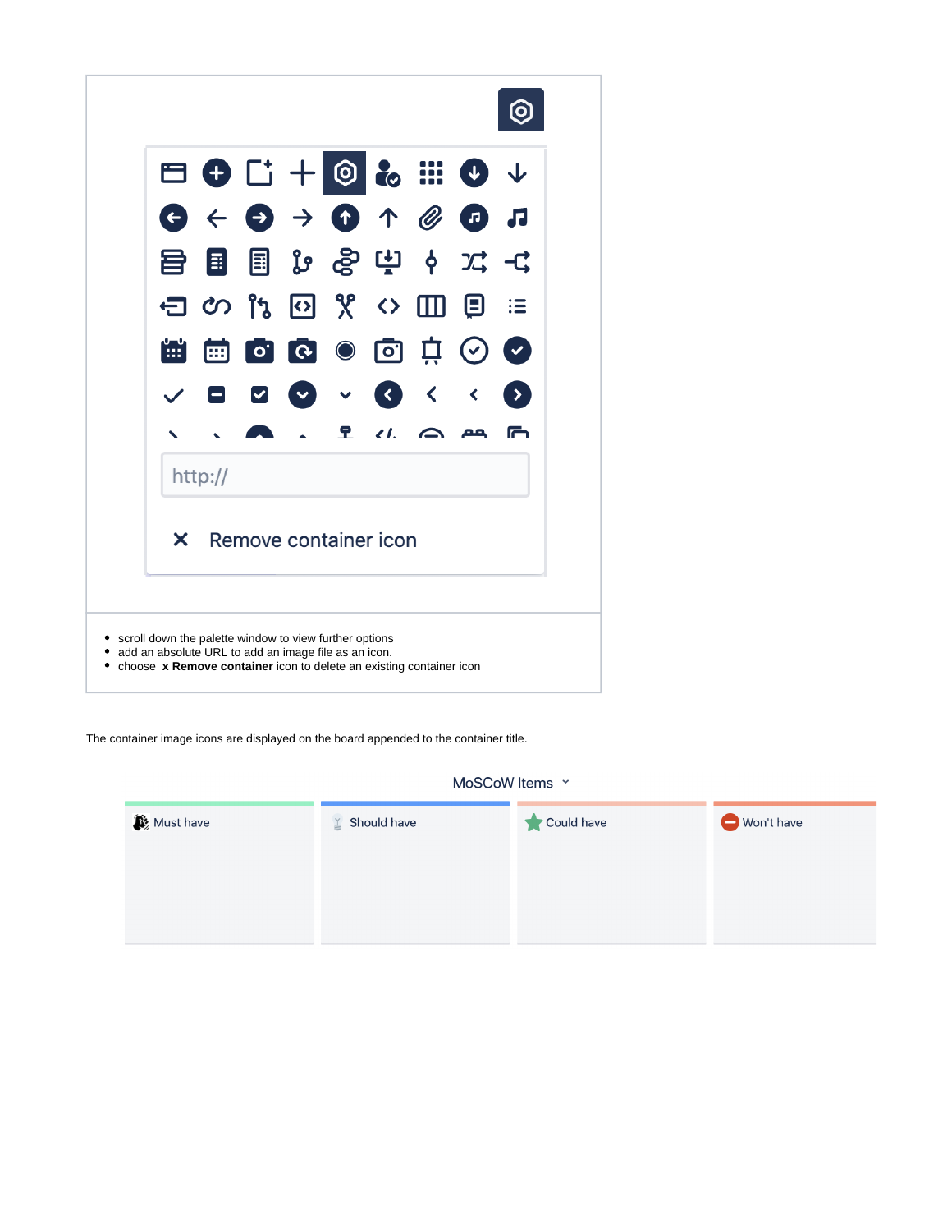http://

× Remove container icon

- scroll down the palette window to view further options
- add an absolute URL to add an image file as an icon.
- choose **x Remove container** icon to delete an existing container icon

The container image icons are displayed on the board appended to the container title.

MoSCoW Items

| Must have | Should have | Could have | Won't have |
| --- | --- | --- | --- |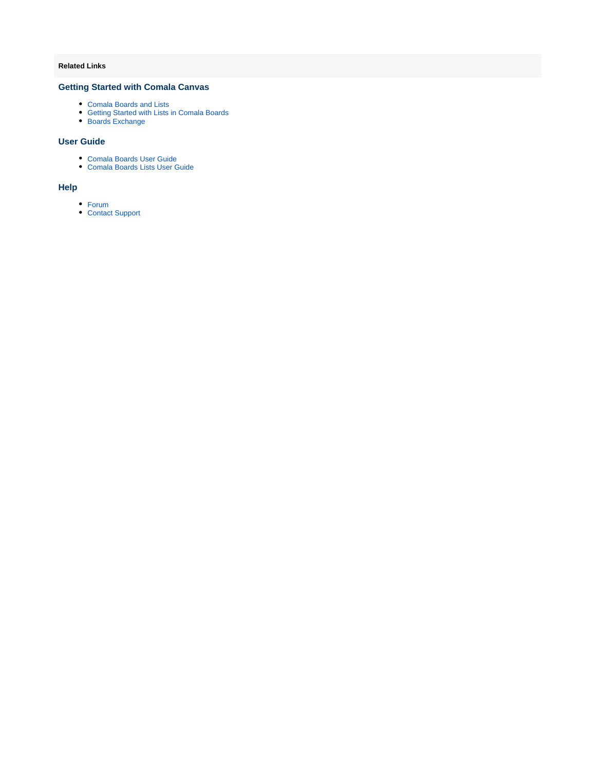**Related Links**

### Getting Started with Comala Canvas

- Comala Boards and Lists
- Getting Started with Lists in Comala Boards
- Boards Exchange

### User Guide

- Comala Boards User Guide
- Comala Boards Lists User Guide

### Help

- Forum
- Contact Support